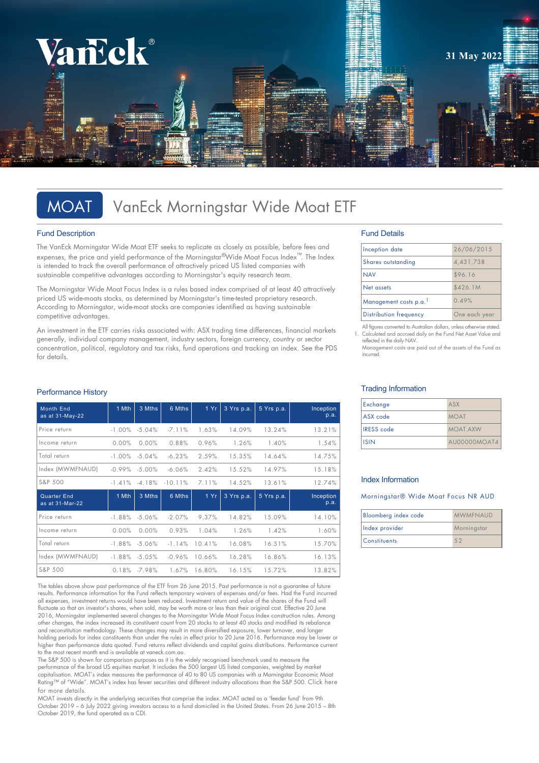VanEck®

31 May 2022

# MOAT VanEck Morningstar Wide Moat ETF

## Fund Description

The VanEck Morningstar Wide Moat ETF seeks to replicate as closely as possible, before fees and expenses, the price and yield performance of the Morningstar®Wide Moat Focus Index™. The Index is intended to track the overall performance of attractively priced US listed companies with sustainable competitive advantages according to Morningstar's equity research team.

The Morningstar Wide Moat Focus Index is a rules based index comprised of at least 40 attractively priced US wide-moats stocks, as determined by Morningstar's time-tested proprietary research. According to Morningstar, wide-moat stocks are companies identified as having sustainable competitive advantages.

An investment in the ETF carries risks associated with: ASX trading time differences, financial markets generally, individual company management, industry sectors, foreign currency, country or sector concentration, political, regulatory and tax risks, fund operations and tracking an index. See the PDS for details.

## Fund Details

| | |
|---|---|
| Inception date | 26/06/2015 |
| Shares outstanding | 4,431,738 |
| NAV | $96.16 |
| Net assets | $426.1M |
| Management costs p.a.[1] | 0.49% |
| Distribution frequency | One each year |

All figures converted to Australian dollars, unless otherwise stated.
1. Calculated and accrued daily on the Fund Net Asset Value and reflected in the daily NAV.
Management costs are paid out of the assets of the Fund as incurred.

## Performance History

| Month End as at 31-May-22 | 1 Mth | 3 Mths | 6 Mths | 1 Yr | 3 Yrs p.a. | 5 Yrs p.a. | Inception p.a. |
|---|---|---|---|---|---|---|---|
| Price return | -1.00% | -5.04% | -7.11% | 1.63% | 14.09% | 13.24% | 13.21% |
| Income return | 0.00% | 0.00% | 0.88% | 0.96% | 1.26% | 1.40% | 1.54% |
| Total return | -1.00% | -5.04% | -6.23% | 2.59% | 15.35% | 14.64% | 14.75% |
| Index (MWMFNAUD) | -0.99% | -5.00% | -6.06% | 2.42% | 15.52% | 14.97% | 15.18% |
| S&P 500 | -1.41% | -4.18% | -10.11% | 7.11% | 14.52% | 13.61% | 12.74% |
| **Quarter End as at 31-Mar-22** | **1 Mth** | **3 Mths** | **6 Mths** | **1 Yr** | **3 Yrs p.a.** | **5 Yrs p.a.** | **Inception p.a.** |
| Price return | -1.88% | -5.06% | -2.07% | 9.37% | 14.82% | 15.09% | 14.10% |
| Income return | 0.00% | 0.00% | 0.93% | 1.04% | 1.26% | 1.42% | 1.60% |
| Total return | -1.88% | -5.06% | -1.14% | 10.41% | 16.08% | 16.51% | 15.70% |
| Index (MWMFNAUD) | -1.88% | -5.05% | -0.96% | 10.66% | 16.28% | 16.86% | 16.13% |
| S&P 500 | 0.18% | -7.98% | 1.67% | 16.80% | 16.15% | 15.72% | 13.82% |

The tables above show past performance of the ETF from 26 June 2015. Past performance is not a guarantee of future results. Performance information for the Fund reflects temporary waivers of expenses and/or fees. Had the Fund incurred all expenses, investment returns would have been reduced. Investment return and value of the shares of the Fund will fluctuate so that an investor's shares, when sold, may be worth more or less than their original cost. Effective 20 June 2016, Morningstar implemented several changes to the Morningstar Wide Moat Focus Index construction rules. Among other changes, the index increased its constituent count from 20 stocks to at least 40 stocks and modified its rebalance and reconstitution methodology. These changes may result in more diversified exposure, lower turnover, and longer holding periods for index constituents than under the rules in effect prior to 20 June 2016. Performance may be lower or higher than performance data quoted. Fund returns reflect dividends and capital gains distributions. Performance current to the most recent month end is available at vaneck.com.au.

The S&P 500 is shown for comparison purposes as it is the widely recognised benchmark used to measure the performance of the broad US equities market. It includes the 500 largest US listed companies, weighted by market capitalisation. MOAT's index measures the performance of 40 to 80 US companies with a Morningstar Economic Moat Rating™ of "Wide". MOAT's index has fewer securities and different industry allocations than the S&P 500. Click here for more details.

MOAT invests directly in the underlying securities that comprise the index. MOAT acted as a 'feeder fund' from 9th October 2019 – 6 July 2022 giving investors access to a fund domiciled in the United States. From 26 June 2015 – 8th October 2019, the fund operated as a CDI.

## Trading Information

| | |
|---|---|
| Exchange | ASX |
| ASX code | MOAT |
| IRESS code | MOAT.AXW |
| ISIN | AU00000MOAT4 |

## Index Information

Morningstar® Wide Moat Focus NR AUD

| | |
|---|---|
| Bloomberg index code | MWMFNAUD |
| Index provider | Morningstar |
| Constituents | 52 |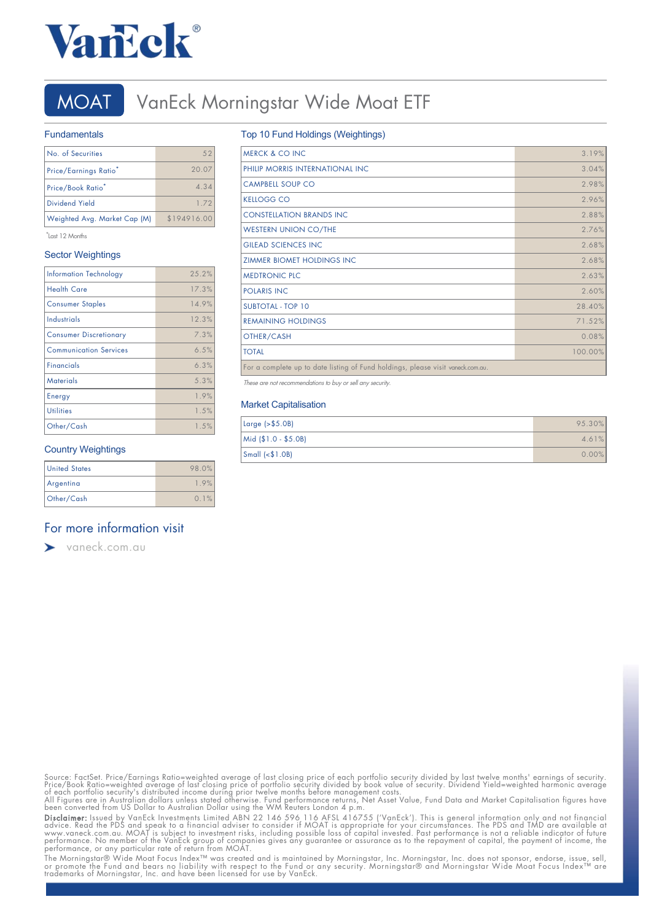VanEck

# MOAT VanEck Morningstar Wide Moat ETF

## Fundamentals

| | |
|---|---|
| No. of Securities | 52 |
| Price/Earnings Ratio* | 20.07 |
| Price/Book Ratio* | 4.34 |
| Dividend Yield | 1.72 |
| Weighted Avg. Market Cap (M) | $194916.00 |

*Last 12 Months

## Sector Weightings

| | |
|---|---|
| Information Technology | 25.2% |
| Health Care | 17.3% |
| Consumer Staples | 14.9% |
| Industrials | 12.3% |
| Consumer Discretionary | 7.3% |
| Communication Services | 6.5% |
| Financials | 6.3% |
| Materials | 5.3% |
| Energy | 1.9% |
| Utilities | 1.5% |
| Other/Cash | 1.5% |

## Country Weightings

| | |
|---|---|
| United States | 98.0% |
| Argentina | 1.9% |
| Other/Cash | 0.1% |

## Top 10 Fund Holdings (Weightings)

| | |
|---|---|
| MERCK & CO INC | 3.19% |
| PHILIP MORRIS INTERNATIONAL INC | 3.04% |
| CAMPBELL SOUP CO | 2.98% |
| KELLOGG CO | 2.96% |
| CONSTELLATION BRANDS INC | 2.88% |
| WESTERN UNION CO/THE | 2.76% |
| GILEAD SCIENCES INC | 2.68% |
| ZIMMER BIOMET HOLDINGS INC | 2.68% |
| MEDTRONIC PLC | 2.63% |
| POLARIS INC | 2.60% |
| SUBTOTAL - TOP 10 | 28.40% |
| REMAINING HOLDINGS | 71.52% |
| OTHER/CASH | 0.08% |
| TOTAL | 100.00% |
| For a complete up to date listing of Fund holdings, please visit vaneck.com.au. | |

*These are not recommendations to buy or sell any security.*

## Market Capitalisation

| | |
|---|---|
| Large (>$5.0B) | 95.30% |
| Mid ($1.0 - $5.0B) | 4.61% |
| Small (<$1.0B) | 0.00% |

## For more information visit

vaneck.com.au

Source: FactSet. Price/Earnings Ratio=weighted average of last closing price of each portfolio security divided by last twelve months' earnings of security. Price/Book Ratio=weighted average of last closing price of portfolio security divided by book value of security. Dividend Yield=weighted harmonic average of each portfolio security's distributed income during prior twelve months before management costs.
All Figures are in Australian dollars unless stated otherwise. Fund performance returns, Net Asset Value, Fund Data and Market Capitalisation figures have been converted from US Dollar to Australian Dollar using the WM Reuters London 4 p.m.

**Disclaimer:** Issued by VanEck Investments Limited ABN 22 146 596 116 AFSL 416755 ('VanEck'). This is general information only and not financial advice. Read the PDS and speak to a financial adviser to consider if MOAT is appropriate for your circumstances. The PDS and TMD are available at www.vaneck.com.au. MOAT is subject to investment risks, including possible loss of capital invested. Past performance is not a reliable indicator of future performance. No member of the VanEck group of companies gives any guarantee or assurance as to the repayment of capital, the payment of income, the performance, or any particular rate of return from MOAT.
The Morningstar® Wide Moat Focus Index™ was created and is maintained by Morningstar, Inc. Morningstar, Inc. does not sponsor, endorse, issue, sell, or promote the Fund and bears no liability with respect to the Fund or any security. Morningstar® and Morningstar Wide Moat Focus Index™ are trademarks of Morningstar, Inc. and have been licensed for use by VanEck.